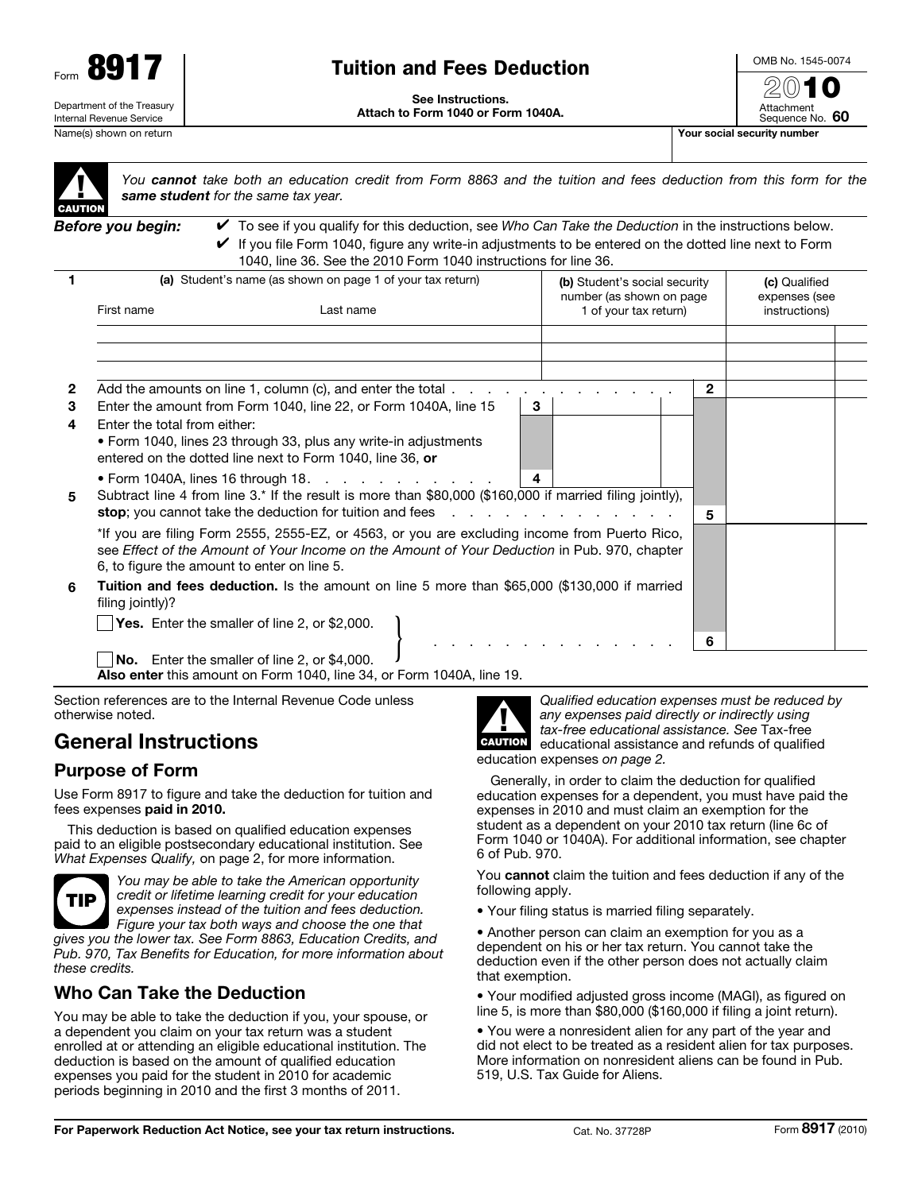Form **8917**

Department of the Treasury
Internal Revenue Service

# Tuition and Fees Deduction

**See Instructions.**
**Attach to Form 1040 or Form 1040A.**

OMB No. 1545-0074

**2010**

Attachment Sequence No. **60**

Name(s) shown on return | **Your social security number**

**CAUTION** *You **cannot** take both an education credit from Form 8863 and the tuition and fees deduction from this form for the **same student** for the same tax year.*

***Before you begin:***
- ✔ To see if you qualify for this deduction, see *Who Can Take the Deduction* in the instructions below.
- ✔ If you file Form 1040, figure any write-in adjustments to be entered on the dotted line next to Form 1040, line 36. See the 2010 Form 1040 instructions for line 36.

| 1 | (a) Student's name (as shown on page 1 of your tax return) First name | Last name | (b) Student's social security number (as shown on page 1 of your tax return) | (c) Qualified expenses (see instructions) |
|---|---|---|---|---|
| | | | | |
| | | | | |
| | | | | |

**2** Add the amounts on line 1, column (c), and enter the total . . . . . . . . . . **2**

**3** Enter the amount from Form 1040, line 22, or Form 1040A, line 15 . . . **3**

**4** Enter the total from either:
- Form 1040, lines 23 through 33, plus any write-in adjustments entered on the dotted line next to Form 1040, line 36, **or**
- Form 1040A, lines 16 through 18. . . . . . . . . . . . **4**

**5** Subtract line 4 from line 3.* If the result is more than $80,000 ($160,000 if married filing jointly), **stop**; you cannot take the deduction for tuition and fees . . . . . . . . . **5**

*If you are filing Form 2555, 2555-EZ, or 4563, or you are excluding income from Puerto Rico, see *Effect of the Amount of Your Income on the Amount of Your Deduction* in Pub. 970, chapter 6, to figure the amount to enter on line 5.

**6** **Tuition and fees deduction.** Is the amount on line 5 more than $65,000 ($130,000 if married filing jointly)?

☐ **Yes.** Enter the smaller of line 2, or $2,000.

☐ **No.** Enter the smaller of line 2, or $4,000. . . . . . . . . . . . . . **6**

**Also enter** this amount on Form 1040, line 34, or Form 1040A, line 19.

Section references are to the Internal Revenue Code unless otherwise noted.

## General Instructions

### Purpose of Form

Use Form 8917 to figure and take the deduction for tuition and fees expenses **paid in 2010.**

This deduction is based on qualified education expenses paid to an eligible postsecondary educational institution. See *What Expenses Qualify,* on page 2, for more information.

**TIP** *You may be able to take the American opportunity credit or lifetime learning credit for your education expenses instead of the tuition and fees deduction. Figure your tax both ways and choose the one that gives you the lower tax. See Form 8863, Education Credits, and Pub. 970, Tax Benefits for Education, for more information about these credits.*

### Who Can Take the Deduction

You may be able to take the deduction if you, your spouse, or a dependent you claim on your tax return was a student enrolled at or attending an eligible educational institution. The deduction is based on the amount of qualified education expenses you paid for the student in 2010 for academic periods beginning in 2010 and the first 3 months of 2011.

**CAUTION** *Qualified education expenses must be reduced by any expenses paid directly or indirectly using tax-free educational assistance. See* Tax-free educational assistance and refunds of qualified education expenses *on page 2.*

Generally, in order to claim the deduction for qualified education expenses for a dependent, you must have paid the expenses in 2010 and must claim an exemption for the student as a dependent on your 2010 tax return (line 6c of Form 1040 or 1040A). For additional information, see chapter 6 of Pub. 970.

You **cannot** claim the tuition and fees deduction if any of the following apply.

- Your filing status is married filing separately.
- Another person can claim an exemption for you as a dependent on his or her tax return. You cannot take the deduction even if the other person does not actually claim that exemption.
- Your modified adjusted gross income (MAGI), as figured on line 5, is more than $80,000 ($160,000 if filing a joint return).
- You were a nonresident alien for any part of the year and did not elect to be treated as a resident alien for tax purposes. More information on nonresident aliens can be found in Pub. 519, U.S. Tax Guide for Aliens.

**For Paperwork Reduction Act Notice, see your tax return instructions.** Cat. No. 37728P Form **8917** (2010)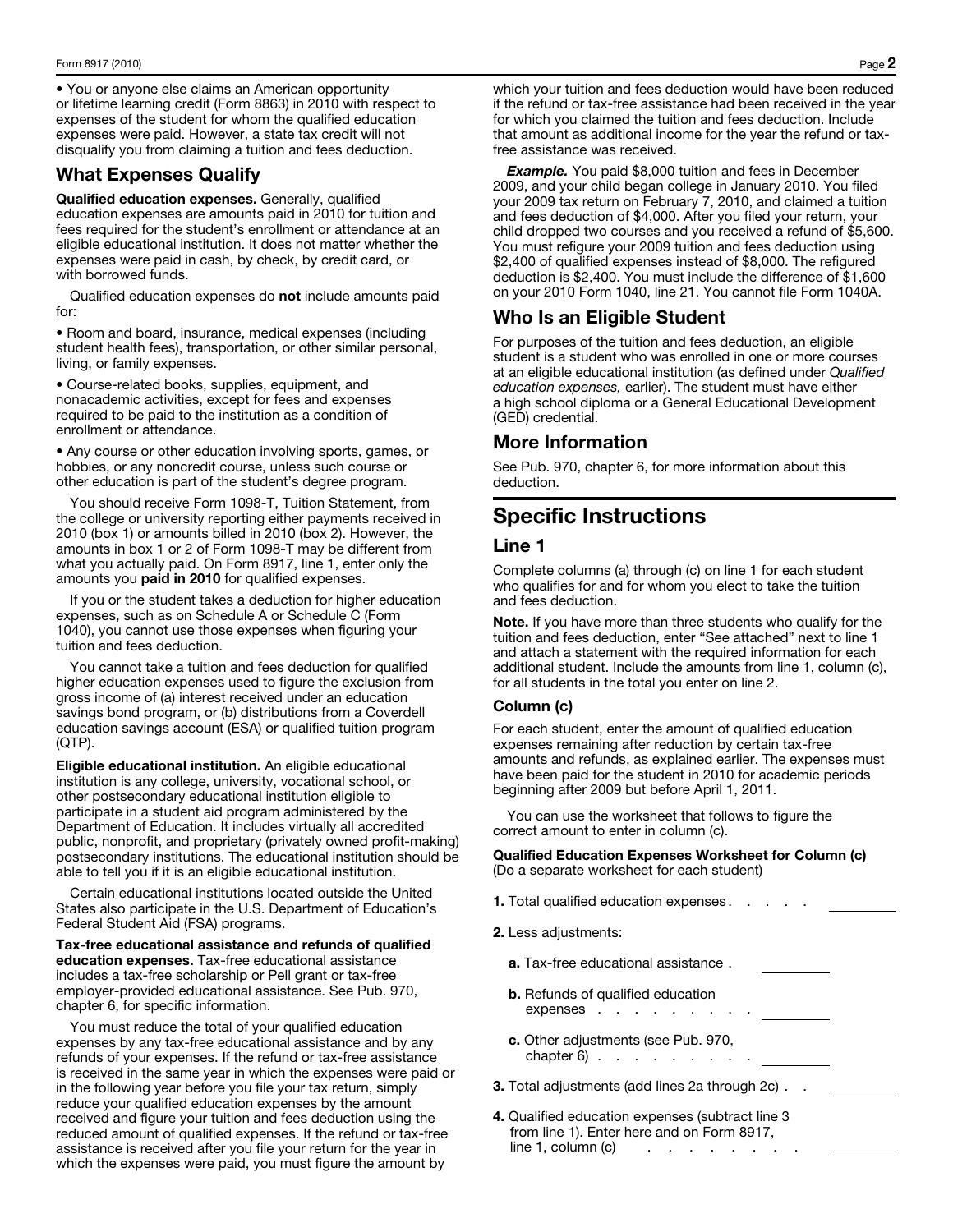• You or anyone else claims an American opportunity or lifetime learning credit (Form 8863) in 2010 with respect to expenses of the student for whom the qualified education expenses were paid. However, a state tax credit will not disqualify you from claiming a tuition and fees deduction.

## What Expenses Qualify

**Qualified education expenses.** Generally, qualified education expenses are amounts paid in 2010 for tuition and fees required for the student's enrollment or attendance at an eligible educational institution. It does not matter whether the expenses were paid in cash, by check, by credit card, or with borrowed funds.

Qualified education expenses do **not** include amounts paid for:

• Room and board, insurance, medical expenses (including student health fees), transportation, or other similar personal, living, or family expenses.

• Course-related books, supplies, equipment, and nonacademic activities, except for fees and expenses required to be paid to the institution as a condition of enrollment or attendance.

• Any course or other education involving sports, games, or hobbies, or any noncredit course, unless such course or other education is part of the student's degree program.

You should receive Form 1098-T, Tuition Statement, from the college or university reporting either payments received in 2010 (box 1) or amounts billed in 2010 (box 2). However, the amounts in box 1 or 2 of Form 1098-T may be different from what you actually paid. On Form 8917, line 1, enter only the amounts you **paid in 2010** for qualified expenses.

If you or the student takes a deduction for higher education expenses, such as on Schedule A or Schedule C (Form 1040), you cannot use those expenses when figuring your tuition and fees deduction.

You cannot take a tuition and fees deduction for qualified higher education expenses used to figure the exclusion from gross income of (a) interest received under an education savings bond program, or (b) distributions from a Coverdell education savings account (ESA) or qualified tuition program (QTP).

**Eligible educational institution.** An eligible educational institution is any college, university, vocational school, or other postsecondary educational institution eligible to participate in a student aid program administered by the Department of Education. It includes virtually all accredited public, nonprofit, and proprietary (privately owned profit-making) postsecondary institutions. The educational institution should be able to tell you if it is an eligible educational institution.

Certain educational institutions located outside the United States also participate in the U.S. Department of Education's Federal Student Aid (FSA) programs.

**Tax-free educational assistance and refunds of qualified education expenses.** Tax-free educational assistance includes a tax-free scholarship or Pell grant or tax-free employer-provided educational assistance. See Pub. 970, chapter 6, for specific information.

You must reduce the total of your qualified education expenses by any tax-free educational assistance and by any refunds of your expenses. If the refund or tax-free assistance is received in the same year in which the expenses were paid or in the following year before you file your tax return, simply reduce your qualified education expenses by the amount received and figure your tuition and fees deduction using the reduced amount of qualified expenses. If the refund or tax-free assistance is received after you file your return for the year in which the expenses were paid, you must figure the amount by which your tuition and fees deduction would have been reduced if the refund or tax-free assistance had been received in the year for which you claimed the tuition and fees deduction. Include that amount as additional income for the year the refund or tax-free assistance was received.

***Example.*** You paid $8,000 tuition and fees in December 2009, and your child began college in January 2010. You filed your 2009 tax return on February 7, 2010, and claimed a tuition and fees deduction of $4,000. After you filed your return, your child dropped two courses and you received a refund of $5,600. You must refigure your 2009 tuition and fees deduction using $2,400 of qualified expenses instead of $8,000. The refigured deduction is $2,400. You must include the difference of $1,600 on your 2010 Form 1040, line 21. You cannot file Form 1040A.

## Who Is an Eligible Student

For purposes of the tuition and fees deduction, an eligible student is a student who was enrolled in one or more courses at an eligible educational institution (as defined under *Qualified education expenses,* earlier). The student must have either a high school diploma or a General Educational Development (GED) credential.

## More Information

See Pub. 970, chapter 6, for more information about this deduction.

# Specific Instructions

## Line 1

Complete columns (a) through (c) on line 1 for each student who qualifies for and for whom you elect to take the tuition and fees deduction.

**Note.** If you have more than three students who qualify for the tuition and fees deduction, enter "See attached" next to line 1 and attach a statement with the required information for each additional student. Include the amounts from line 1, column (c), for all students in the total you enter on line 2.

### Column (c)

For each student, enter the amount of qualified education expenses remaining after reduction by certain tax-free amounts and refunds, as explained earlier. The expenses must have been paid for the student in 2010 for academic periods beginning after 2009 but before April 1, 2011.

You can use the worksheet that follows to figure the correct amount to enter in column (c).

**Qualified Education Expenses Worksheet for Column (c)**
(Do a separate worksheet for each student)

| | | |
|---|---|---|
| **1.** Total qualified education expenses | | |
| **2.** Less adjustments: | | |
| **a.** Tax-free educational assistance | | |
| **b.** Refunds of qualified education expenses | | |
| **c.** Other adjustments (see Pub. 970, chapter 6) | | |
| **3.** Total adjustments (add lines 2a through 2c) | | |
| **4.** Qualified education expenses (subtract line 3 from line 1). Enter here and on Form 8917, line 1, column (c) | | |